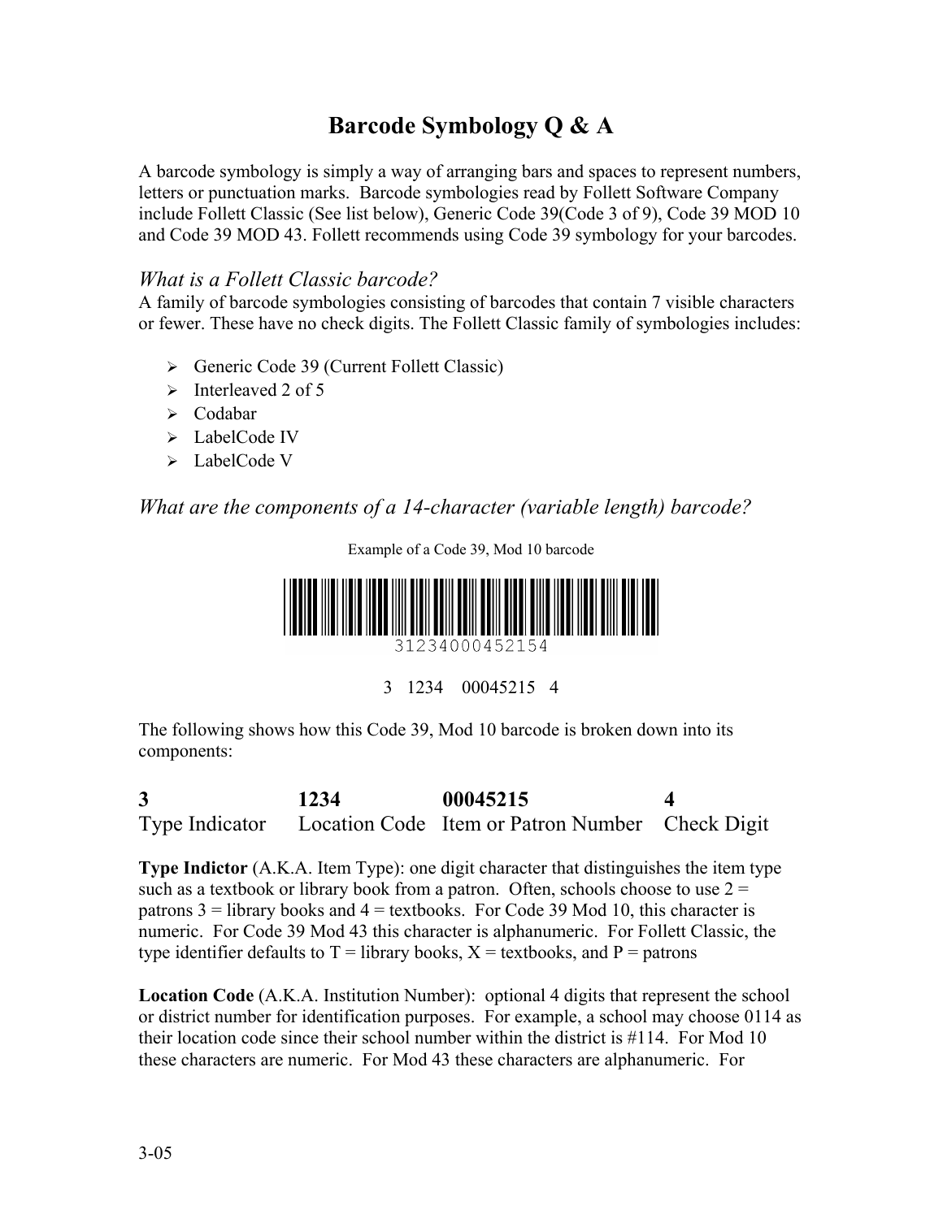// Barcode Symbology Q & A

A barcode symbology is simply a way of arranging bars and spaces to represent numbers, letters or punctuation marks. Barcode symbologies read by Follett Software Company include Follett Classic (See list below), Generic Code 39(Code 3 of 9), Code 39 MOD 10 and Code 39 MOD 43. Follett recommends using Code 39 symbology for your barcodes.

### *What is a Follett Classic barcode?*

A family of barcode symbologies consisting of barcodes that contain 7 visible characters or fewer. These have no check digits. The Follett Classic family of symbologies includes:

- Generic Code 39 (Current Follett Classic)
- Interleaved 2 of 5
- Codabar
- LabelCode IV
- LabelCode V

### *What are the components of a 14-character (variable length) barcode?*

Example of a Code 39, Mod 10 barcode

31234000452154

3 1234 00045215 4

The following shows how this Code 39, Mod 10 barcode is broken down into its components:

| **3** | **1234** | **00045215** | **4** |
|---|---|---|---|
| Type Indicator | Location Code | Item or Patron Number | Check Digit |

**Type Indictor** (A.K.A. Item Type): one digit character that distinguishes the item type such as a textbook or library book from a patron. Often, schools choose to use 2 = patrons 3 = library books and 4 = textbooks. For Code 39 Mod 10, this character is numeric. For Code 39 Mod 43 this character is alphanumeric. For Follett Classic, the type identifier defaults to T = library books, X = textbooks, and P = patrons

**Location Code** (A.K.A. Institution Number): optional 4 digits that represent the school or district number for identification purposes. For example, a school may choose 0114 as their location code since their school number within the district is #114. For Mod 10 these characters are numeric. For Mod 43 these characters are alphanumeric. For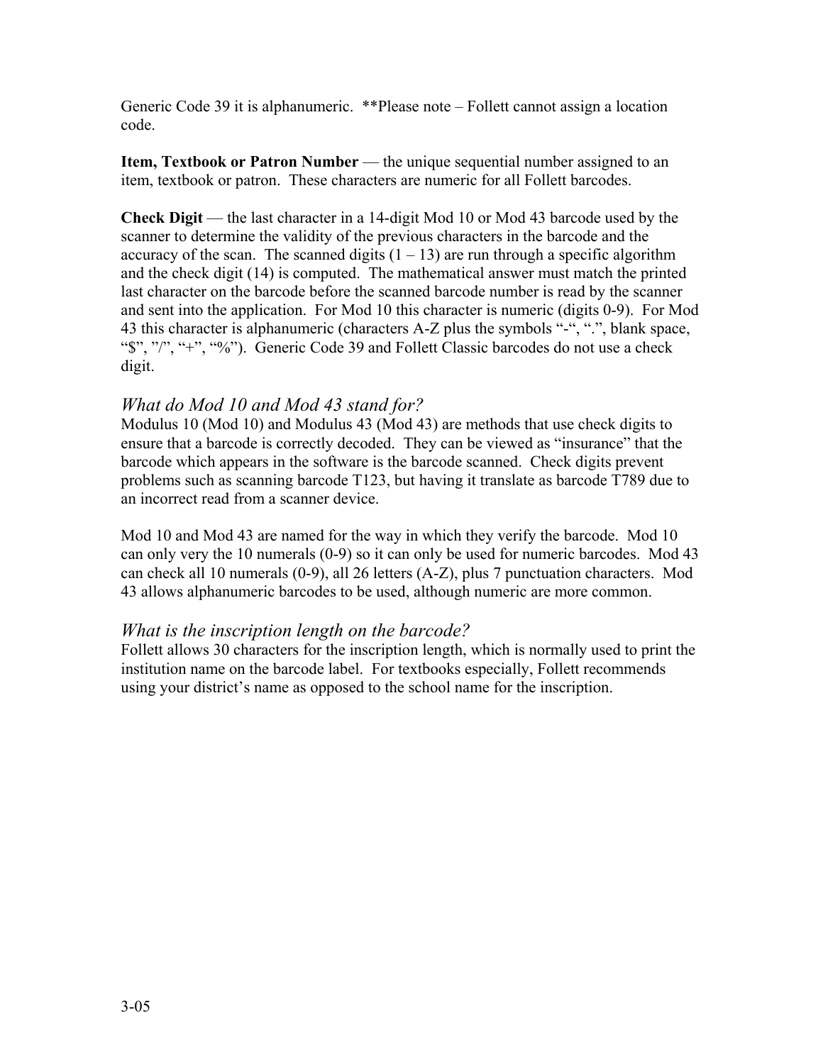Generic Code 39 it is alphanumeric. **Please note – Follett cannot assign a location code.

**Item, Textbook or Patron Number** — the unique sequential number assigned to an item, textbook or patron. These characters are numeric for all Follett barcodes.

**Check Digit** — the last character in a 14-digit Mod 10 or Mod 43 barcode used by the scanner to determine the validity of the previous characters in the barcode and the accuracy of the scan. The scanned digits (1 – 13) are run through a specific algorithm and the check digit (14) is computed. The mathematical answer must match the printed last character on the barcode before the scanned barcode number is read by the scanner and sent into the application. For Mod 10 this character is numeric (digits 0-9). For Mod 43 this character is alphanumeric (characters A-Z plus the symbols "-", ".", blank space, "$", "/", "+", "%"). Generic Code 39 and Follett Classic barcodes do not use a check digit.

## *What do Mod 10 and Mod 43 stand for?*

Modulus 10 (Mod 10) and Modulus 43 (Mod 43) are methods that use check digits to ensure that a barcode is correctly decoded. They can be viewed as "insurance" that the barcode which appears in the software is the barcode scanned. Check digits prevent problems such as scanning barcode T123, but having it translate as barcode T789 due to an incorrect read from a scanner device.

Mod 10 and Mod 43 are named for the way in which they verify the barcode. Mod 10 can only very the 10 numerals (0-9) so it can only be used for numeric barcodes. Mod 43 can check all 10 numerals (0-9), all 26 letters (A-Z), plus 7 punctuation characters. Mod 43 allows alphanumeric barcodes to be used, although numeric are more common.

## *What is the inscription length on the barcode?*

Follett allows 30 characters for the inscription length, which is normally used to print the institution name on the barcode label. For textbooks especially, Follett recommends using your district's name as opposed to the school name for the inscription.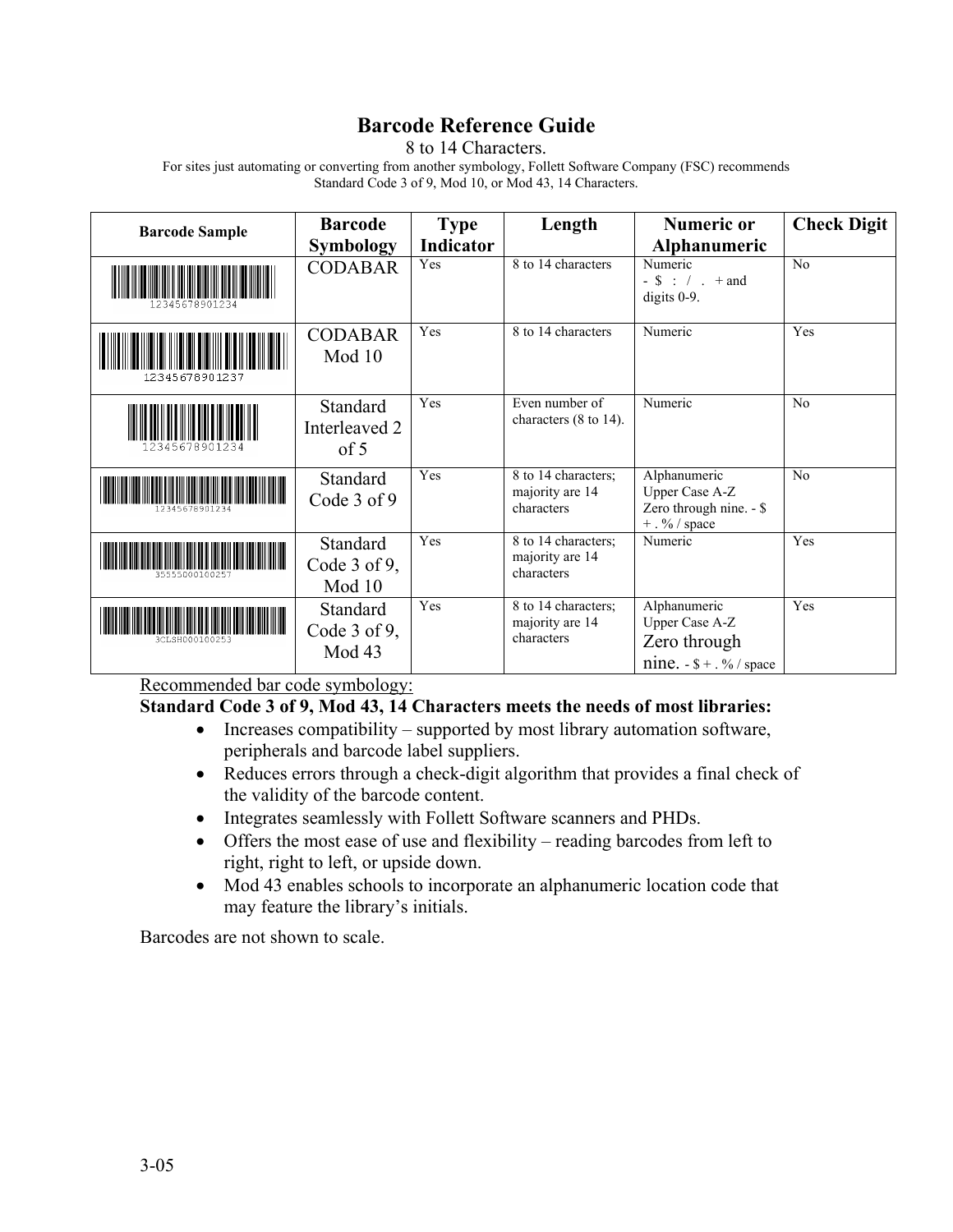# Barcode Reference Guide

8 to 14 Characters.

For sites just automating or converting from another symbology, Follett Software Company (FSC) recommends Standard Code 3 of 9, Mod 10, or Mod 43, 14 Characters.

| Barcode Sample | Barcode Symbology | Type Indicator | Length | Numeric or Alphanumeric | Check Digit |
|---|---|---|---|---|---|
| 12345678901234 | CODABAR | Yes | 8 to 14 characters | Numeric - $ : / . + and digits 0-9. | No |
| 12345678901237 | CODABAR Mod 10 | Yes | 8 to 14 characters | Numeric | Yes |
| 12345678901234 | Standard Interleaved 2 of 5 | Yes | Even number of characters (8 to 14). | Numeric | No |
| 12345678901234 | Standard Code 3 of 9 | Yes | 8 to 14 characters; majority are 14 characters | Alphanumeric Upper Case A-Z Zero through nine. - $ + . % / space | No |
| 35555000100257 | Standard Code 3 of 9, Mod 10 | Yes | 8 to 14 characters; majority are 14 characters | Numeric | Yes |
| 3CLSH000100253 | Standard Code 3 of 9, Mod 43 | Yes | 8 to 14 characters; majority are 14 characters | Alphanumeric Upper Case A-Z Zero through nine. - $ + . % / space | Yes |

Recommended bar code symbology:

**Standard Code 3 of 9, Mod 43, 14 Characters meets the needs of most libraries:**

- Increases compatibility – supported by most library automation software, peripherals and barcode label suppliers.
- Reduces errors through a check-digit algorithm that provides a final check of the validity of the barcode content.
- Integrates seamlessly with Follett Software scanners and PHDs.
- Offers the most ease of use and flexibility – reading barcodes from left to right, right to left, or upside down.
- Mod 43 enables schools to incorporate an alphanumeric location code that may feature the library's initials.

Barcodes are not shown to scale.

3-05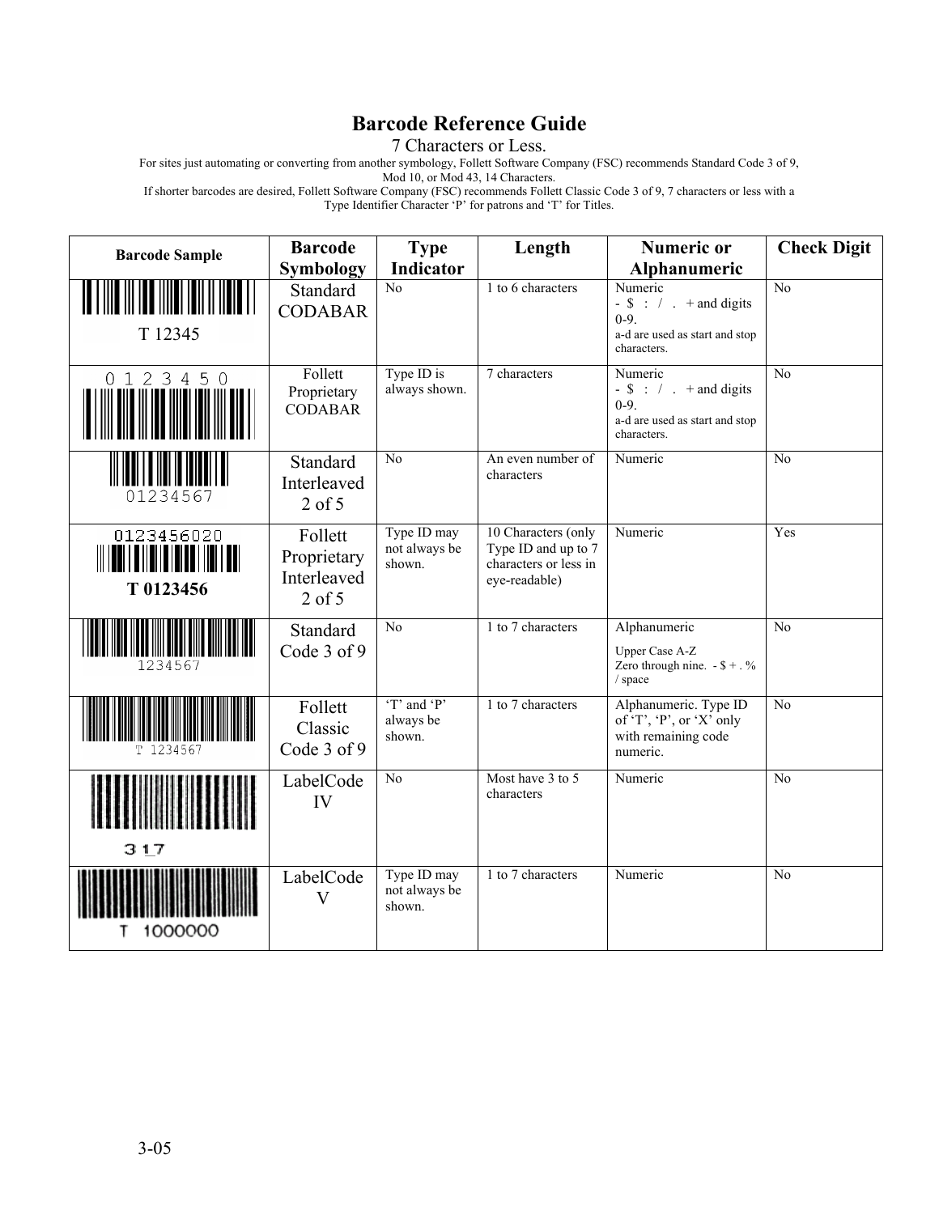# Barcode Reference Guide

7 Characters or Less.

For sites just automating or converting from another symbology, Follett Software Company (FSC) recommends Standard Code 3 of 9, Mod 10, or Mod 43, 14 Characters.

If shorter barcodes are desired, Follett Software Company (FSC) recommends Follett Classic Code 3 of 9, 7 characters or less with a Type Identifier Character 'P' for patrons and 'T' for Titles.

| Barcode Sample | Barcode Symbology | Type Indicator | Length | Numeric or Alphanumeric | Check Digit |
|---|---|---|---|---|---|
| T 12345 | Standard CODABAR | No | 1 to 6 characters | Numeric - $ : / . + and digits 0-9. a-d are used as start and stop characters. | No |
| 0 1 2 3 4 5 0 | Follett Proprietary CODABAR | Type ID is always shown. | 7 characters | Numeric - $ : / . + and digits 0-9. a-d are used as start and stop characters. | No |
| 01234567 | Standard Interleaved 2 of 5 | No | An even number of characters | Numeric | No |
| 0123456020 **T 0123456** | Follett Proprietary Interleaved 2 of 5 | Type ID may not always be shown. | 10 Characters (only Type ID and up to 7 characters or less in eye-readable) | Numeric | Yes |
| 1234567 | Standard Code 3 of 9 | No | 1 to 7 characters | Alphanumeric Upper Case A-Z Zero through nine. - $ + . % / space | No |
| T 1234567 | Follett Classic Code 3 of 9 | 'T' and 'P' always be shown. | 1 to 7 characters | Alphanumeric. Type ID of 'T', 'P', or 'X' only with remaining code numeric. | No |
| 317 | LabelCode IV | No | Most have 3 to 5 characters | Numeric | No |
| T 1000000 | LabelCode V | Type ID may not always be shown. | 1 to 7 characters | Numeric | No |

3-05